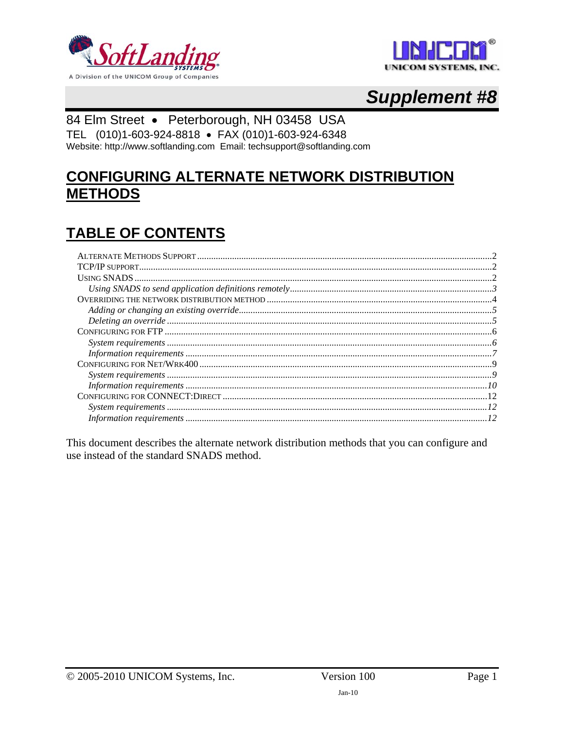A Division of the UNICOM Group of Companies

UNICOM SYSTEMS, INC.

# Supplement #8

84 Elm Street • Peterborough, NH 03458 USA
TEL (010)1-603-924-8818 • FAX (010)1-603-924-6348
Website: http://www.softlanding.com Email: techsupport@softlanding.com

## CONFIGURING ALTERNATE NETWORK DISTRIBUTION METHODS

## TABLE OF CONTENTS

- ALTERNATE METHODS SUPPORT ....... 2
- TCP/IP SUPPORT ....... 2
- USING SNADS ....... 2
  - *Using SNADS to send application definitions remotely* ....... 3
- OVERRIDING THE NETWORK DISTRIBUTION METHOD ....... 4
  - *Adding or changing an existing override* ....... 5
  - *Deleting an override* ....... 5
- CONFIGURING FOR FTP ....... 6
  - *System requirements* ....... 6
  - *Information requirements* ....... 7
- CONFIGURING FOR NET/WRK400 ....... 9
  - *System requirements* ....... 9
  - *Information requirements* ....... 10
- CONFIGURING FOR CONNECT:DIRECT ....... 12
  - *System requirements* ....... 12
  - *Information requirements* ....... 12

This document describes the alternate network distribution methods that you can configure and use instead of the standard SNADS method.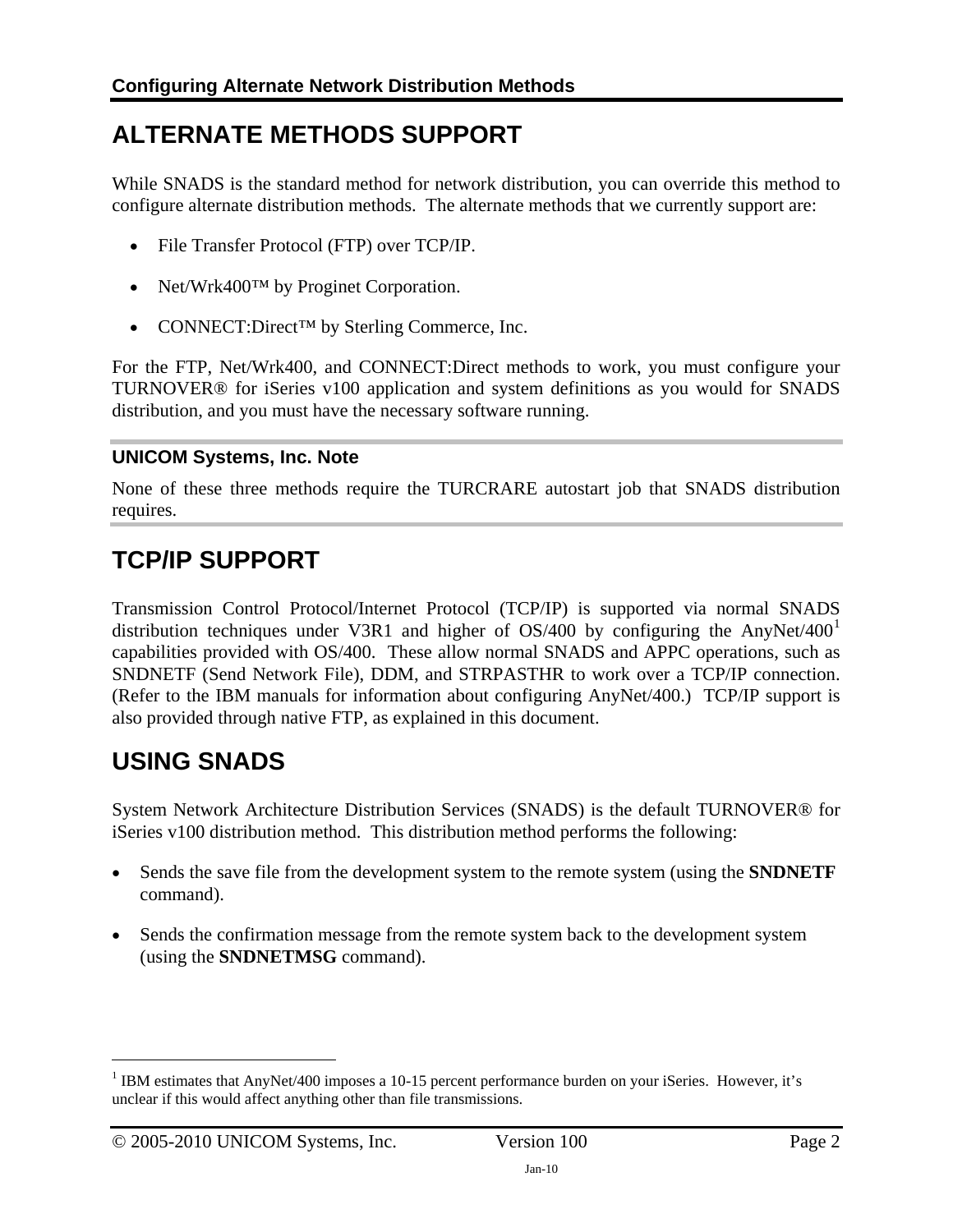# ALTERNATE METHODS SUPPORT

While SNADS is the standard method for network distribution, you can override this method to configure alternate distribution methods. The alternate methods that we currently support are:

- File Transfer Protocol (FTP) over TCP/IP.
- Net/Wrk400™ by Proginet Corporation.
- CONNECT:Direct™ by Sterling Commerce, Inc.

For the FTP, Net/Wrk400, and CONNECT:Direct methods to work, you must configure your TURNOVER® for iSeries v100 application and system definitions as you would for SNADS distribution, and you must have the necessary software running.

---

### UNICOM Systems, Inc. Note

None of these three methods require the TURCRARE autostart job that SNADS distribution requires.

---

# TCP/IP SUPPORT

Transmission Control Protocol/Internet Protocol (TCP/IP) is supported via normal SNADS distribution techniques under V3R1 and higher of OS/400 by configuring the AnyNet/400[1] capabilities provided with OS/400. These allow normal SNADS and APPC operations, such as SNDNETF (Send Network File), DDM, and STRPASTHR to work over a TCP/IP connection. (Refer to the IBM manuals for information about configuring AnyNet/400.) TCP/IP support is also provided through native FTP, as explained in this document.

# USING SNADS

System Network Architecture Distribution Services (SNADS) is the default TURNOVER® for iSeries v100 distribution method. This distribution method performs the following:

- Sends the save file from the development system to the remote system (using the **SNDNETF** command).
- Sends the confirmation message from the remote system back to the development system (using the **SNDNETMSG** command).

---

[1] IBM estimates that AnyNet/400 imposes a 10-15 percent performance burden on your iSeries. However, it's unclear if this would affect anything other than file transmissions.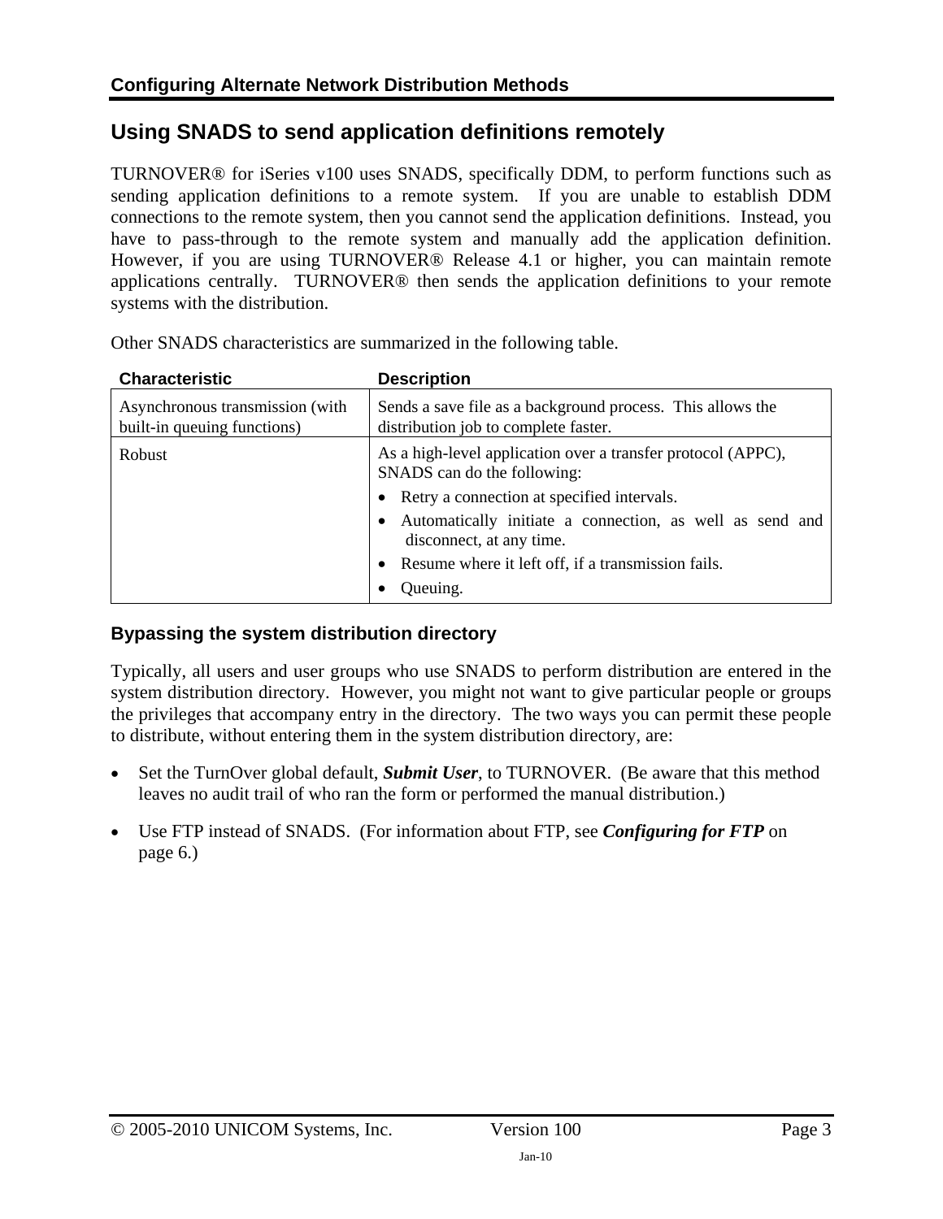## Using SNADS to send application definitions remotely

TURNOVER® for iSeries v100 uses SNADS, specifically DDM, to perform functions such as sending application definitions to a remote system. If you are unable to establish DDM connections to the remote system, then you cannot send the application definitions. Instead, you have to pass-through to the remote system and manually add the application definition. However, if you are using TURNOVER® Release 4.1 or higher, you can maintain remote applications centrally. TURNOVER® then sends the application definitions to your remote systems with the distribution.

Other SNADS characteristics are summarized in the following table.

| Characteristic | Description |
|---|---|
| Asynchronous transmission (with built-in queuing functions) | Sends a save file as a background process. This allows the distribution job to complete faster. |
| Robust | As a high-level application over a transfer protocol (APPC), SNADS can do the following:<br>• Retry a connection at specified intervals.<br>• Automatically initiate a connection, as well as send and disconnect, at any time.<br>• Resume where it left off, if a transmission fails.<br>• Queuing. |

### Bypassing the system distribution directory

Typically, all users and user groups who use SNADS to perform distribution are entered in the system distribution directory. However, you might not want to give particular people or groups the privileges that accompany entry in the directory. The two ways you can permit these people to distribute, without entering them in the system distribution directory, are:

- Set the TurnOver global default, ***Submit User***, to TURNOVER. (Be aware that this method leaves no audit trail of who ran the form or performed the manual distribution.)
- Use FTP instead of SNADS. (For information about FTP, see ***Configuring for FTP*** on page 6.)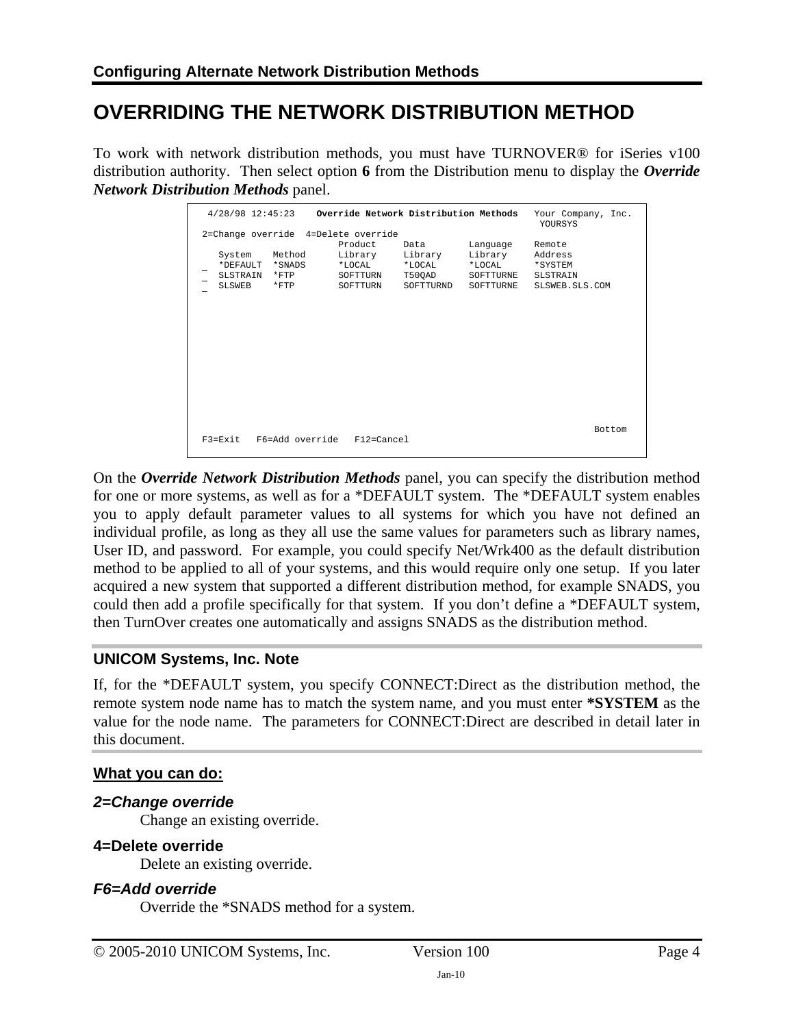# OVERRIDING THE NETWORK DISTRIBUTION METHOD

To work with network distribution methods, you must have TURNOVER® for iSeries v100 distribution authority. Then select option **6** from the Distribution menu to display the ***Override Network Distribution Methods*** panel.

```
 4/28/98 12:45:23    Override Network Distribution Methods   Your Company, Inc.
                                                              YOURSYS
2=Change override  4=Delete override
                           Product     Data        Language    Remote
   System    Method      Library     Library     Library     Address
   *DEFAULT  *SNADS      *LOCAL      *LOCAL      *LOCAL      *SYSTEM
_  SLSTRAIN  *FTP        SOFTTURN    T50QAD      SOFTTURNE   SLSTRAIN
_  SLSWEB    *FTP        SOFTTURN    SOFTTURND   SOFTTURNE   SLSWEB.SLS.COM
_













                                                                      Bottom
F3=Exit   F6=Add override   F12=Cancel
```

On the ***Override Network Distribution Methods*** panel, you can specify the distribution method for one or more systems, as well as for a *DEFAULT system. The *DEFAULT system enables you to apply default parameter values to all systems for which you have not defined an individual profile, as long as they all use the same values for parameters such as library names, User ID, and password. For example, you could specify Net/Wrk400 as the default distribution method to be applied to all of your systems, and this would require only one setup. If you later acquired a new system that supported a different distribution method, for example SNADS, you could then add a profile specifically for that system. If you don't define a *DEFAULT system, then TurnOver creates one automatically and assigns SNADS as the distribution method.

### UNICOM Systems, Inc. Note

If, for the *DEFAULT system, you specify CONNECT:Direct as the distribution method, the remote system node name has to match the system name, and you must enter ***SYSTEM** as the value for the node name. The parameters for CONNECT:Direct are described in detail later in this document.

**What you can do:**

***2=Change override***

Change an existing override.

**4=Delete override**

Delete an existing override.

***F6=Add override***

Override the *SNADS method for a system.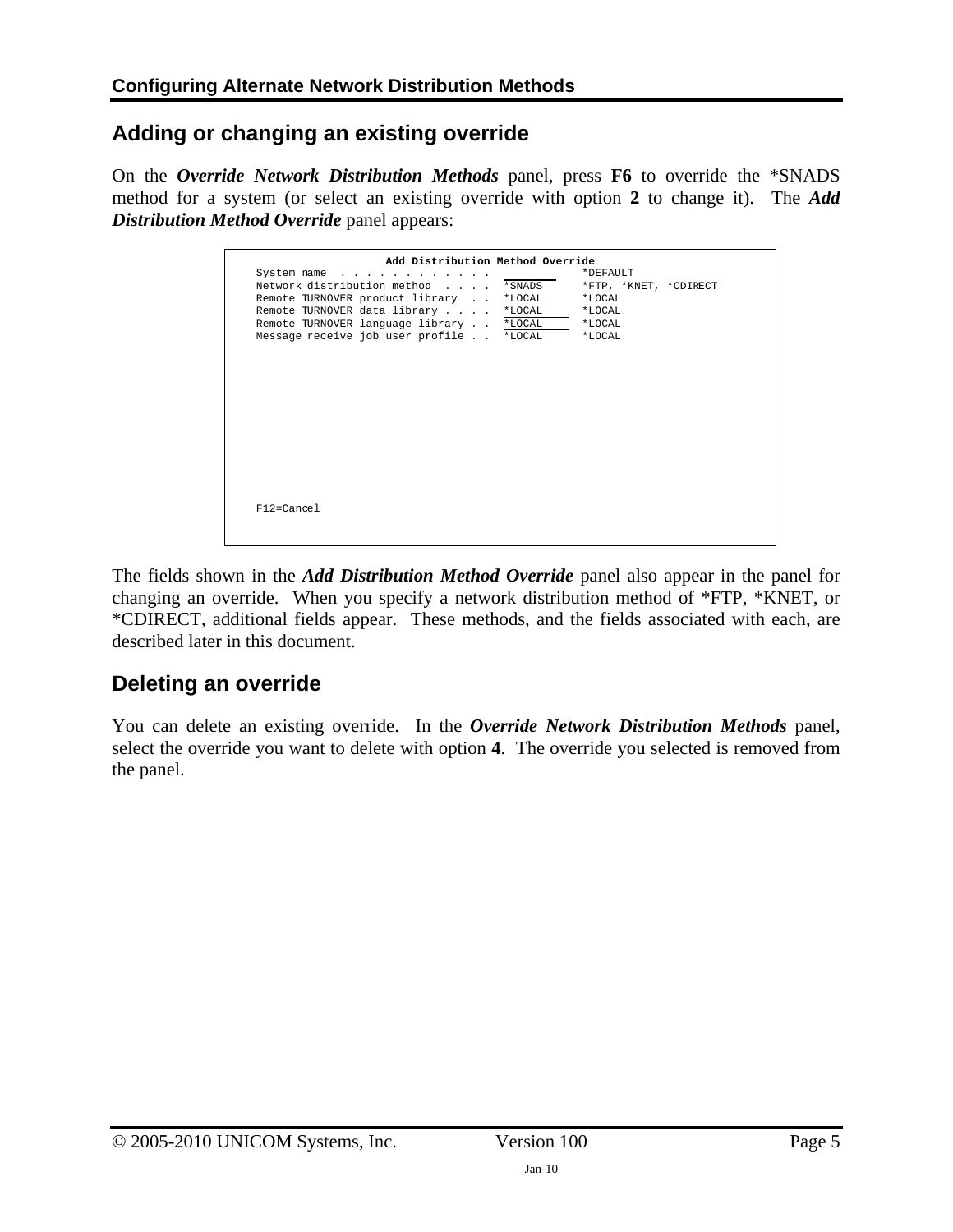## Adding or changing an existing override

On the ***Override Network Distribution Methods*** panel, press **F6** to override the *SNADS method for a system (or select an existing override with option **2** to change it). The ***Add Distribution Method Override*** panel appears:

```
                    Add Distribution Method Override
System name  . . . . . . . . . . . .             *DEFAULT
Network distribution method  . . . .  *SNADS     *FTP, *KNET, *CDIRECT
Remote TURNOVER product library  . .  *LOCAL     *LOCAL
Remote TURNOVER data library . . . .  *LOCAL     *LOCAL
Remote TURNOVER language library . .  *LOCAL     *LOCAL
Message receive job user profile . .  *LOCAL     *LOCAL














F12=Cancel
```

The fields shown in the ***Add Distribution Method Override*** panel also appear in the panel for changing an override. When you specify a network distribution method of *FTP, *KNET, or *CDIRECT, additional fields appear. These methods, and the fields associated with each, are described later in this document.

## Deleting an override

You can delete an existing override. In the ***Override Network Distribution Methods*** panel, select the override you want to delete with option **4**. The override you selected is removed from the panel.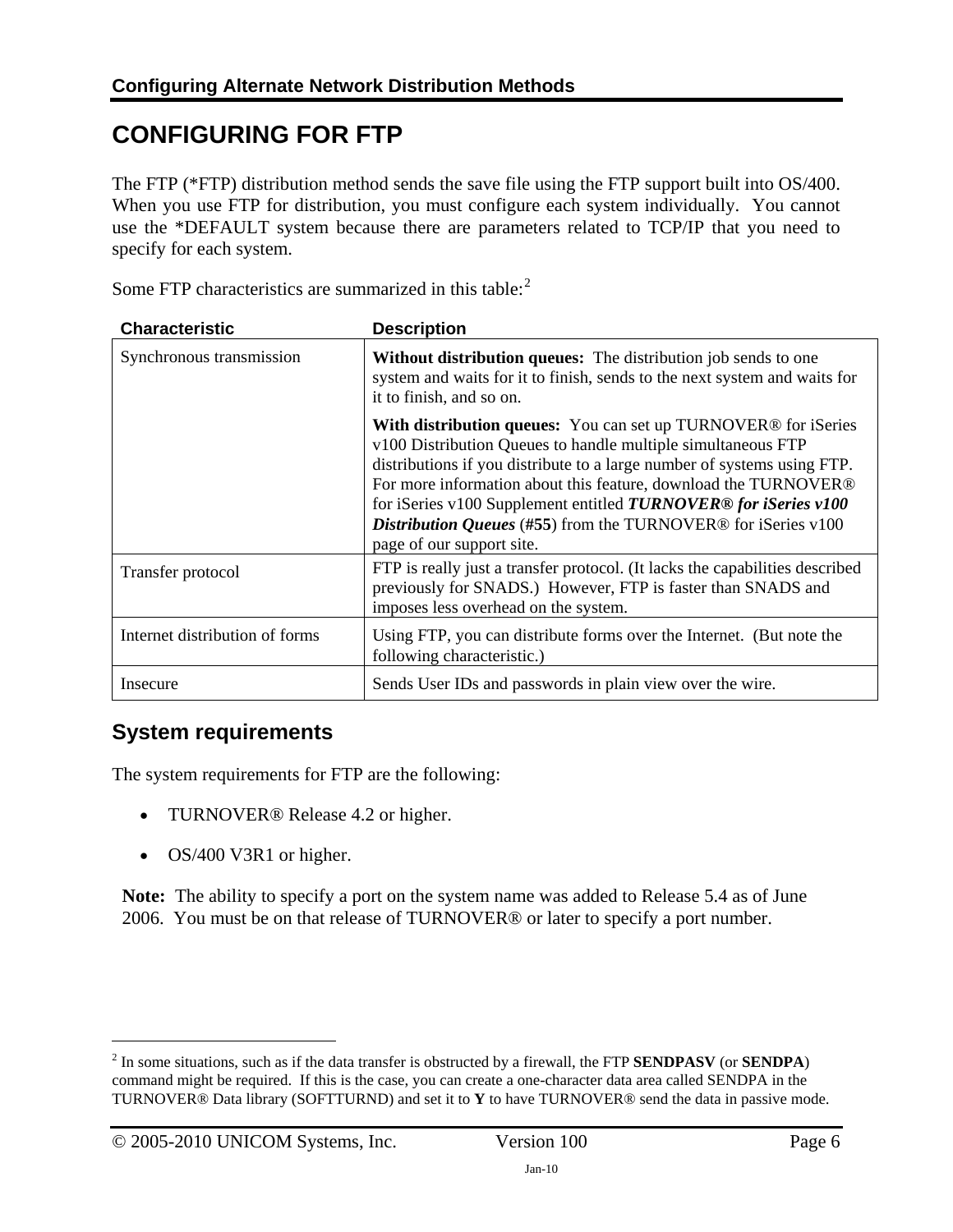# CONFIGURING FOR FTP

The FTP (*FTP) distribution method sends the save file using the FTP support built into OS/400. When you use FTP for distribution, you must configure each system individually. You cannot use the *DEFAULT system because there are parameters related to TCP/IP that you need to specify for each system.

Some FTP characteristics are summarized in this table:[2]

| Characteristic | Description |
|---|---|
| Synchronous transmission | **Without distribution queues:** The distribution job sends to one system and waits for it to finish, sends to the next system and waits for it to finish, and so on.<br><br>**With distribution queues:** You can set up TURNOVER® for iSeries v100 Distribution Queues to handle multiple simultaneous FTP distributions if you distribute to a large number of systems using FTP. For more information about this feature, download the TURNOVER® for iSeries v100 Supplement entitled ***TURNOVER® for iSeries v100 Distribution Queues*** (**#55**) from the TURNOVER® for iSeries v100 page of our support site. |
| Transfer protocol | FTP is really just a transfer protocol. (It lacks the capabilities described previously for SNADS.) However, FTP is faster than SNADS and imposes less overhead on the system. |
| Internet distribution of forms | Using FTP, you can distribute forms over the Internet. (But note the following characteristic.) |
| Insecure | Sends User IDs and passwords in plain view over the wire. |

## System requirements

The system requirements for FTP are the following:

- TURNOVER® Release 4.2 or higher.
- OS/400 V3R1 or higher.

**Note:** The ability to specify a port on the system name was added to Release 5.4 as of June 2006. You must be on that release of TURNOVER® or later to specify a port number.

---

[2] In some situations, such as if the data transfer is obstructed by a firewall, the FTP **SENDPASV** (or **SENDPA**) command might be required. If this is the case, you can create a one-character data area called SENDPA in the TURNOVER® Data library (SOFTTURND) and set it to **Y** to have TURNOVER® send the data in passive mode.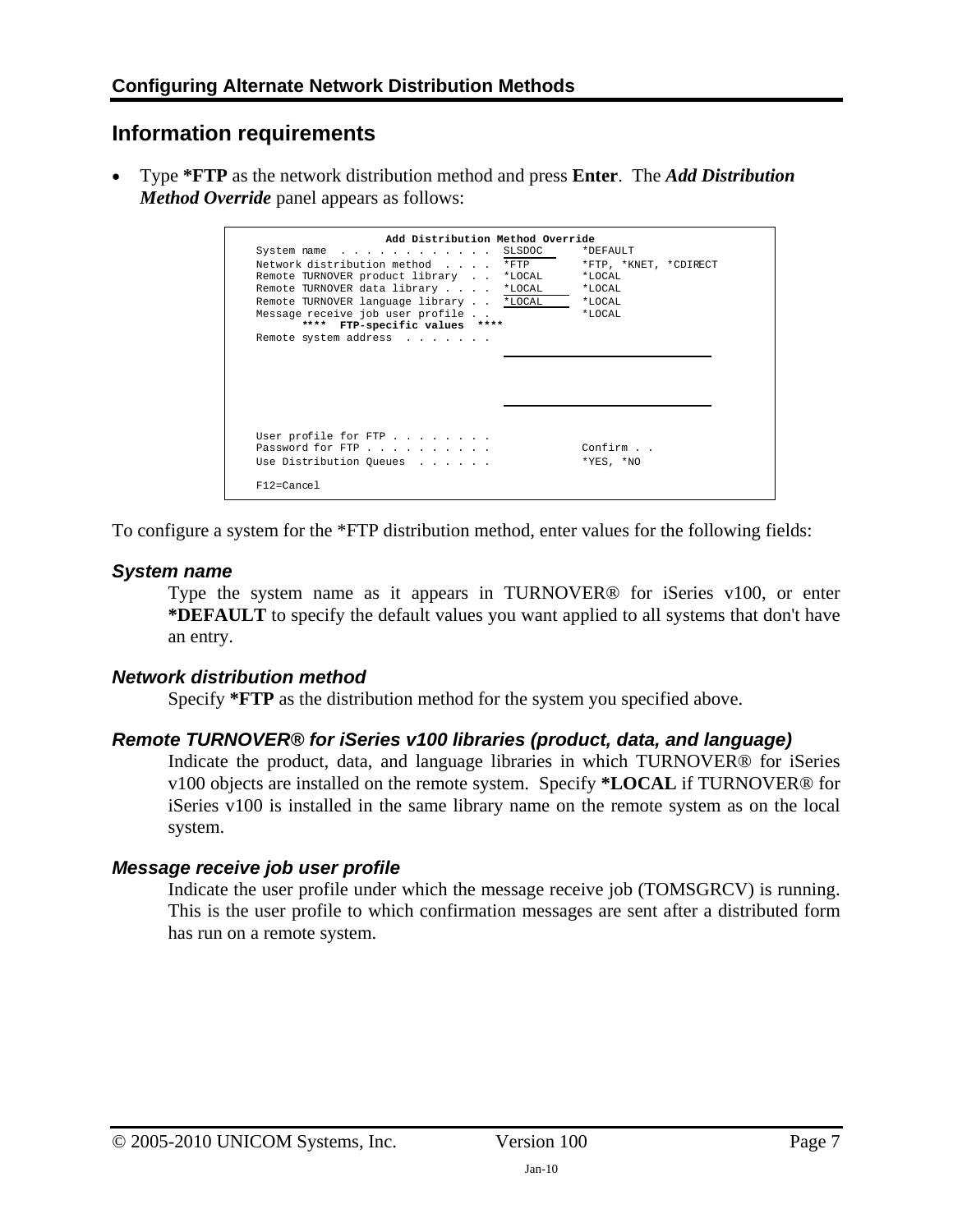## Information requirements

- Type **\*FTP** as the network distribution method and press **Enter**. The ***Add Distribution Method Override*** panel appears as follows:

```
                    Add Distribution Method Override
System name  . . . . . . . . . . . .  SLSDOC      *DEFAULT
Network distribution method  . . . .  *FTP        *FTP, *KNET, *CDIRECT
Remote TURNOVER product library  . .  *LOCAL      *LOCAL
Remote TURNOVER data library . . . .  *LOCAL      *LOCAL
Remote TURNOVER language library . .  *LOCAL      *LOCAL
Message receive job user profile . .              *LOCAL
       ****  FTP-specific values  ****
Remote system address  . . . . . . .







User profile for FTP . . . . . . . .
Password for FTP . . . . . . . . . .              Confirm . .
Use Distribution Queues  . . . . . .              *YES, *NO

F12=Cancel
```

To configure a system for the *FTP distribution method, enter values for the following fields:

### *System name*

Type the system name as it appears in TURNOVER® for iSeries v100, or enter **\*DEFAULT** to specify the default values you want applied to all systems that don't have an entry.

### *Network distribution method*

Specify **\*FTP** as the distribution method for the system you specified above.

### *Remote TURNOVER® for iSeries v100 libraries (product, data, and language)*

Indicate the product, data, and language libraries in which TURNOVER® for iSeries v100 objects are installed on the remote system. Specify **\*LOCAL** if TURNOVER® for iSeries v100 is installed in the same library name on the remote system as on the local system.

### *Message receive job user profile*

Indicate the user profile under which the message receive job (TOMSGRCV) is running. This is the user profile to which confirmation messages are sent after a distributed form has run on a remote system.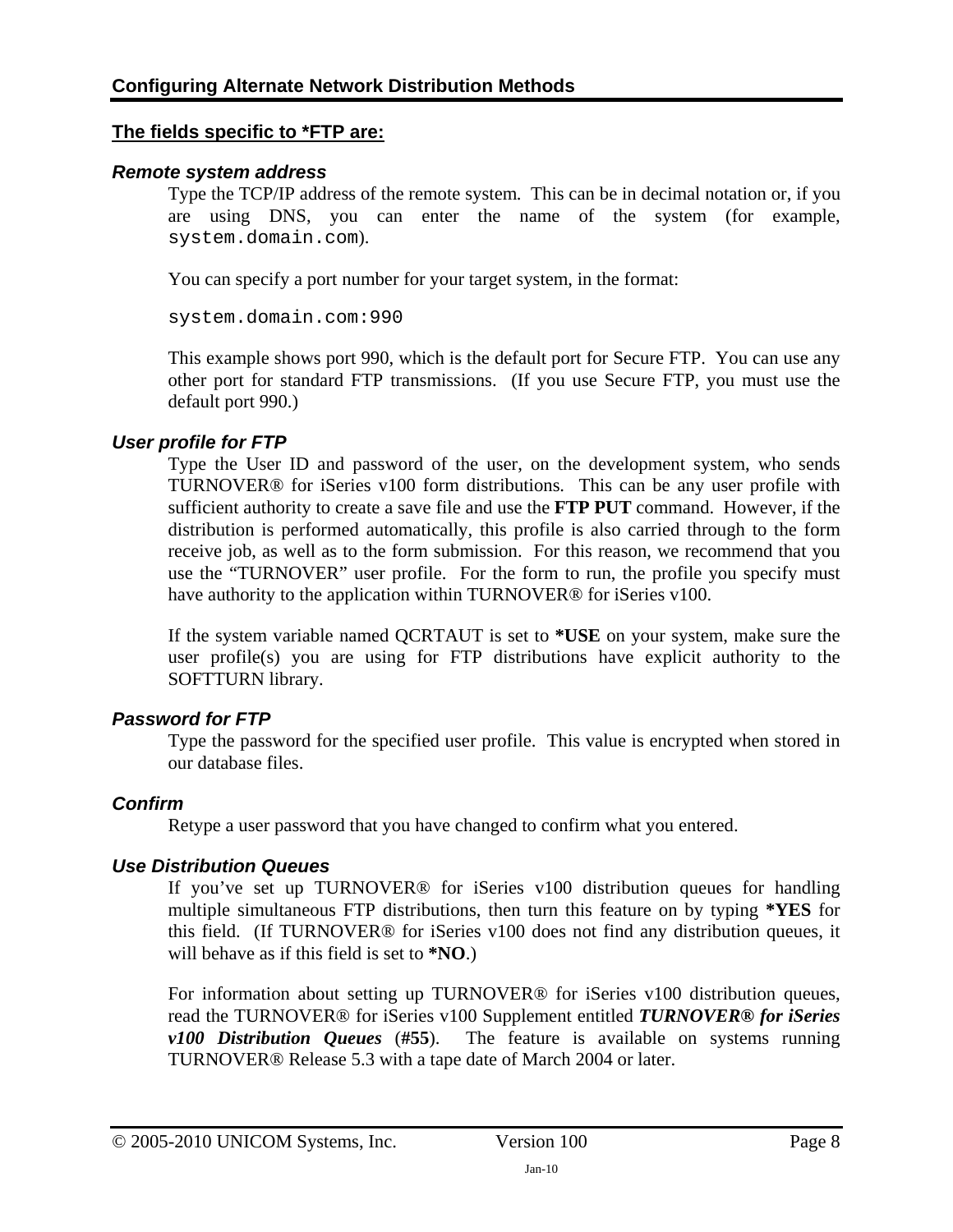## The fields specific to *FTP are:

### *Remote system address*

Type the TCP/IP address of the remote system. This can be in decimal notation or, if you are using DNS, you can enter the name of the system (for example, `system.domain.com`).

You can specify a port number for your target system, in the format:

```
system.domain.com:990
```

This example shows port 990, which is the default port for Secure FTP. You can use any other port for standard FTP transmissions. (If you use Secure FTP, you must use the default port 990.)

### *User profile for FTP*

Type the User ID and password of the user, on the development system, who sends TURNOVER® for iSeries v100 form distributions. This can be any user profile with sufficient authority to create a save file and use the **FTP PUT** command. However, if the distribution is performed automatically, this profile is also carried through to the form receive job, as well as to the form submission. For this reason, we recommend that you use the "TURNOVER" user profile. For the form to run, the profile you specify must have authority to the application within TURNOVER® for iSeries v100.

If the system variable named QCRTAUT is set to ***USE** on your system, make sure the user profile(s) you are using for FTP distributions have explicit authority to the SOFTTURN library.

### *Password for FTP*

Type the password for the specified user profile. This value is encrypted when stored in our database files.

### *Confirm*

Retype a user password that you have changed to confirm what you entered.

### *Use Distribution Queues*

If you've set up TURNOVER® for iSeries v100 distribution queues for handling multiple simultaneous FTP distributions, then turn this feature on by typing ***YES** for this field. (If TURNOVER® for iSeries v100 does not find any distribution queues, it will behave as if this field is set to ***NO**.)

For information about setting up TURNOVER® for iSeries v100 distribution queues, read the TURNOVER® for iSeries v100 Supplement entitled ***TURNOVER® for iSeries v100 Distribution Queues*** (**#55**). The feature is available on systems running TURNOVER® Release 5.3 with a tape date of March 2004 or later.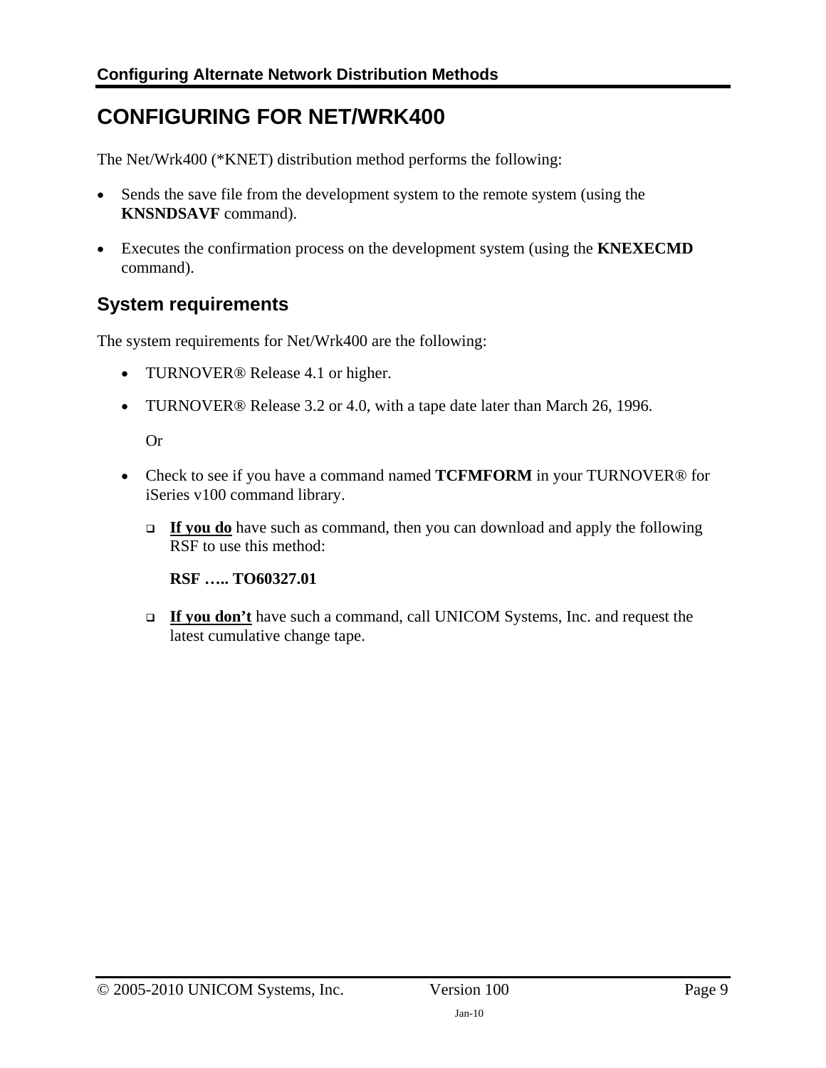# CONFIGURING FOR NET/WRK400

The Net/Wrk400 (*KNET) distribution method performs the following:

- Sends the save file from the development system to the remote system (using the **KNSNDSAVF** command).
- Executes the confirmation process on the development system (using the **KNEXECMD** command).

## System requirements

The system requirements for Net/Wrk400 are the following:

- TURNOVER® Release 4.1 or higher.
- TURNOVER® Release 3.2 or 4.0, with a tape date later than March 26, 1996.

  Or

- Check to see if you have a command named **TCFMFORM** in your TURNOVER® for iSeries v100 command library.
  - **<u>If you do</u>** have such as command, then you can download and apply the following RSF to use this method:

    **RSF ….. TO60327.01**

  - **<u>If you don't</u>** have such a command, call UNICOM Systems, Inc. and request the latest cumulative change tape.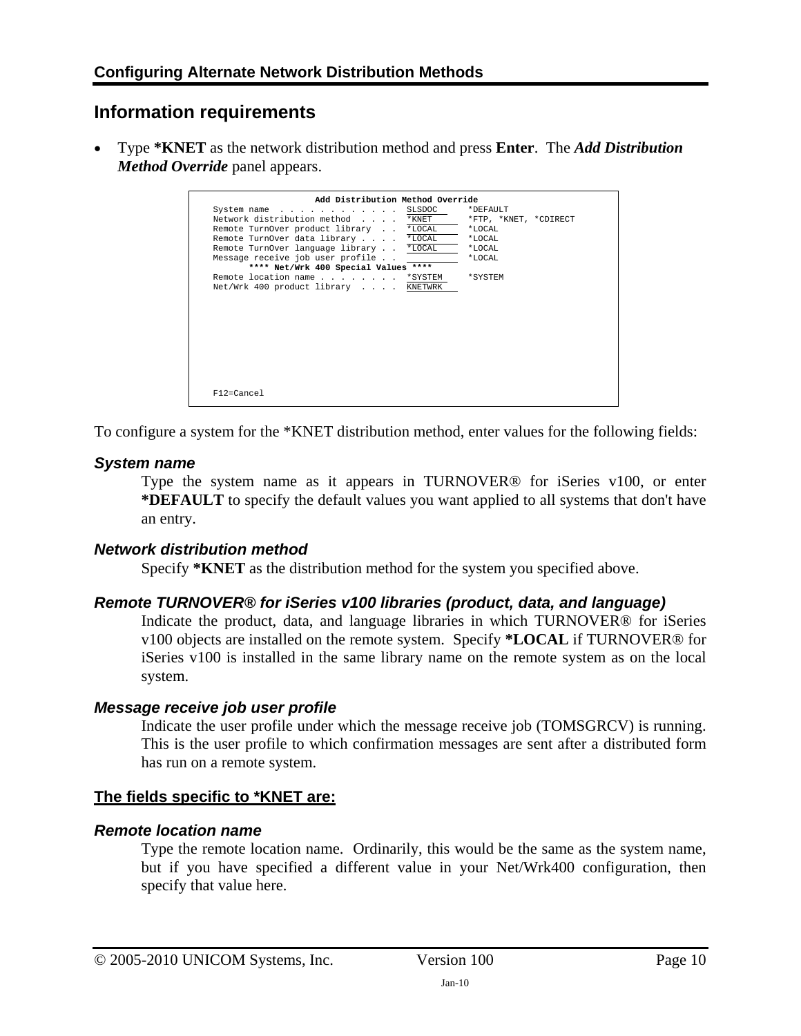## Information requirements

- Type **\*KNET** as the network distribution method and press **Enter**. The ***Add Distribution Method Override*** panel appears.

```
                       Add Distribution Method Override
   System name  . . . . . . . . . . . .  SLSDOC      *DEFAULT
   Network distribution method  . . . .  *KNET       *FTP, *KNET, *CDIRECT
   Remote TurnOver product library  . .  *LOCAL      *LOCAL
   Remote TurnOver data library . . . .  *LOCAL      *LOCAL
   Remote TurnOver language library . .  *LOCAL      *LOCAL
   Message receive job user profile . .              *LOCAL
          **** Net/Wrk 400 Special Values ****
   Remote location name . . . . . . . .  *SYSTEM     *SYSTEM
   Net/Wrk 400 product library  . . . .  KNETWRK


   F12=Cancel
```

To configure a system for the *KNET distribution method, enter values for the following fields:

### *System name*

Type the system name as it appears in TURNOVER® for iSeries v100, or enter **\*DEFAULT** to specify the default values you want applied to all systems that don't have an entry.

### *Network distribution method*

Specify **\*KNET** as the distribution method for the system you specified above.

### *Remote TURNOVER® for iSeries v100 libraries (product, data, and language)*

Indicate the product, data, and language libraries in which TURNOVER® for iSeries v100 objects are installed on the remote system. Specify **\*LOCAL** if TURNOVER® for iSeries v100 is installed in the same library name on the remote system as on the local system.

### *Message receive job user profile*

Indicate the user profile under which the message receive job (TOMSGRCV) is running. This is the user profile to which confirmation messages are sent after a distributed form has run on a remote system.

### The fields specific to *KNET are:

### *Remote location name*

Type the remote location name. Ordinarily, this would be the same as the system name, but if you have specified a different value in your Net/Wrk400 configuration, then specify that value here.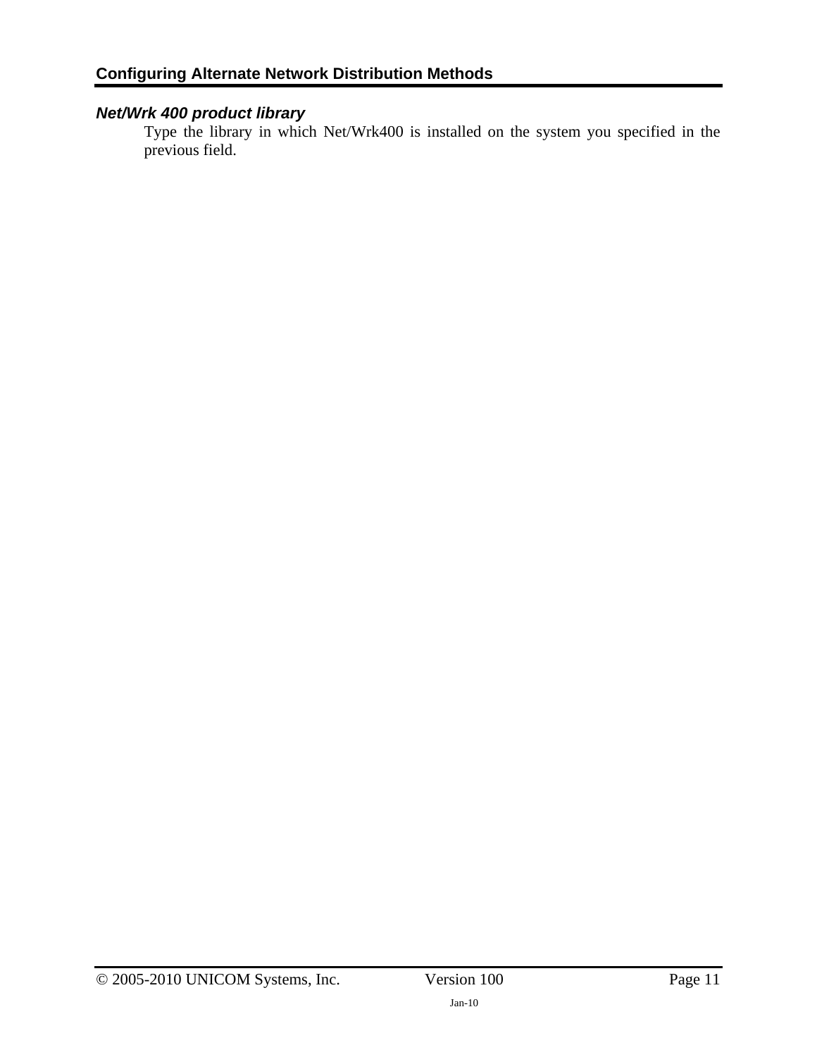### *Net/Wrk 400 product library*

Type the library in which Net/Wrk400 is installed on the system you specified in the previous field.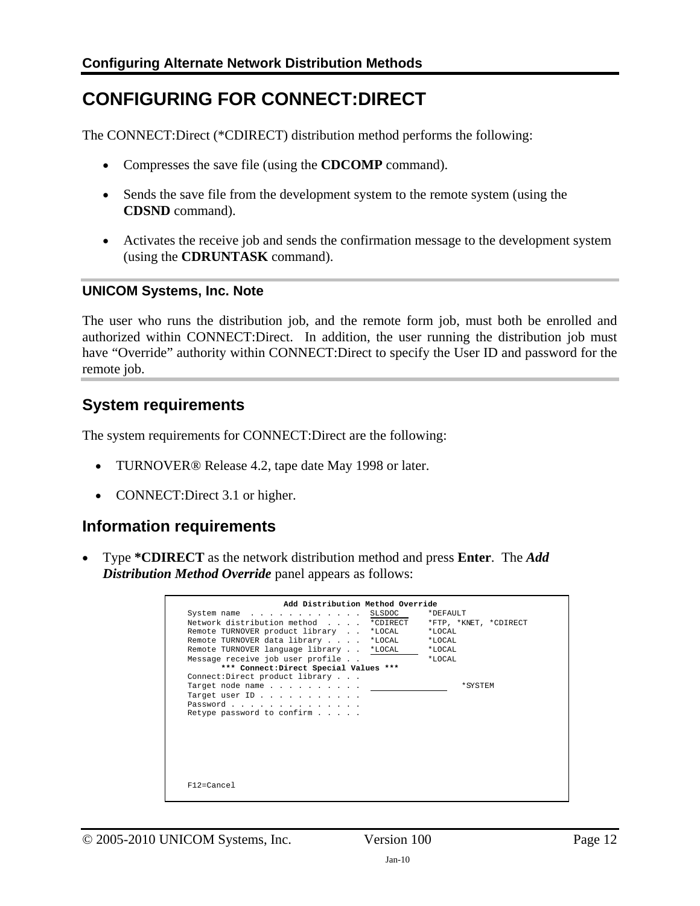# CONFIGURING FOR CONNECT:DIRECT

The CONNECT:Direct (*CDIRECT) distribution method performs the following:

- Compresses the save file (using the **CDCOMP** command).
- Sends the save file from the development system to the remote system (using the **CDSND** command).
- Activates the receive job and sends the confirmation message to the development system (using the **CDRUNTASK** command).

### UNICOM Systems, Inc. Note

The user who runs the distribution job, and the remote form job, must both be enrolled and authorized within CONNECT:Direct. In addition, the user running the distribution job must have "Override" authority within CONNECT:Direct to specify the User ID and password for the remote job.

## System requirements

The system requirements for CONNECT:Direct are the following:

- TURNOVER® Release 4.2, tape date May 1998 or later.
- CONNECT:Direct 3.1 or higher.

## Information requirements

- Type ***CDIRECT** as the network distribution method and press **Enter**. The ***Add Distribution Method Override*** panel appears as follows:

```
                     Add Distribution Method Override
System name  . . . . . . . . . . . .  SLSDOC       *DEFAULT
Network distribution method  . . . .  *CDIRECT     *FTP, *KNET, *CDIRECT
Remote TURNOVER product library  . .  *LOCAL       *LOCAL
Remote TURNOVER data library . . . .  *LOCAL       *LOCAL
Remote TURNOVER language library . .  *LOCAL       *LOCAL
Message receive job user profile . .               *LOCAL
       *** Connect:Direct Special Values ***
Connect:Direct product library . . .
Target node name . . . . . . . . . .                      *SYSTEM
Target user ID . . . . . . . . . . .
Password . . . . . . . . . . . . . .
Retype password to confirm . . . . .






F12=Cancel
```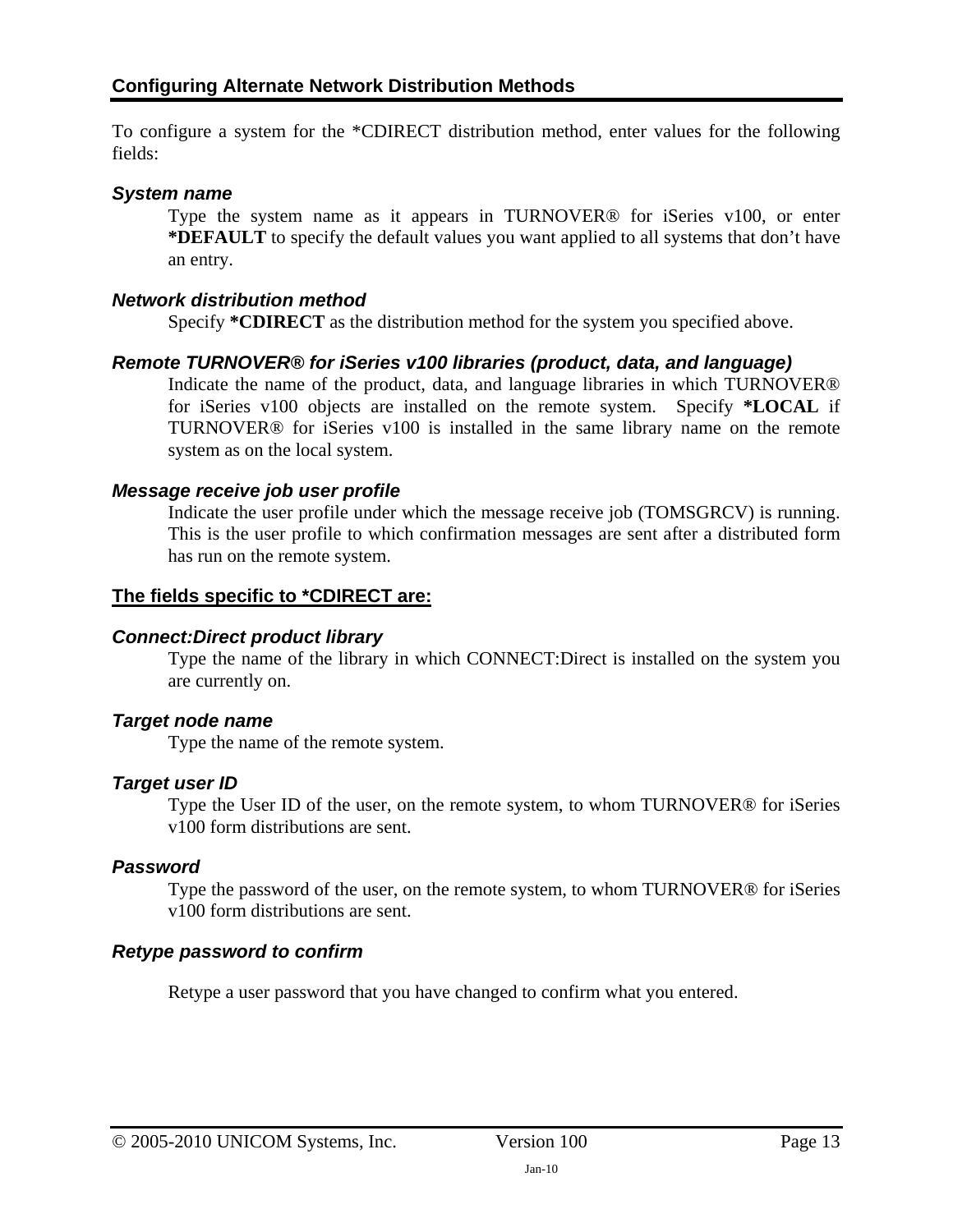## Configuring Alternate Network Distribution Methods

To configure a system for the *CDIRECT distribution method, enter values for the following fields:

### *System name*

Type the system name as it appears in TURNOVER® for iSeries v100, or enter **\*DEFAULT** to specify the default values you want applied to all systems that don't have an entry.

### *Network distribution method*

Specify **\*CDIRECT** as the distribution method for the system you specified above.

### *Remote TURNOVER® for iSeries v100 libraries (product, data, and language)*

Indicate the name of the product, data, and language libraries in which TURNOVER® for iSeries v100 objects are installed on the remote system. Specify **\*LOCAL** if TURNOVER® for iSeries v100 is installed in the same library name on the remote system as on the local system.

### *Message receive job user profile*

Indicate the user profile under which the message receive job (TOMSGRCV) is running. This is the user profile to which confirmation messages are sent after a distributed form has run on the remote system.

**The fields specific to *CDIRECT are:**

### *Connect:Direct product library*

Type the name of the library in which CONNECT:Direct is installed on the system you are currently on.

### *Target node name*

Type the name of the remote system.

### *Target user ID*

Type the User ID of the user, on the remote system, to whom TURNOVER® for iSeries v100 form distributions are sent.

### *Password*

Type the password of the user, on the remote system, to whom TURNOVER® for iSeries v100 form distributions are sent.

### *Retype password to confirm*

Retype a user password that you have changed to confirm what you entered.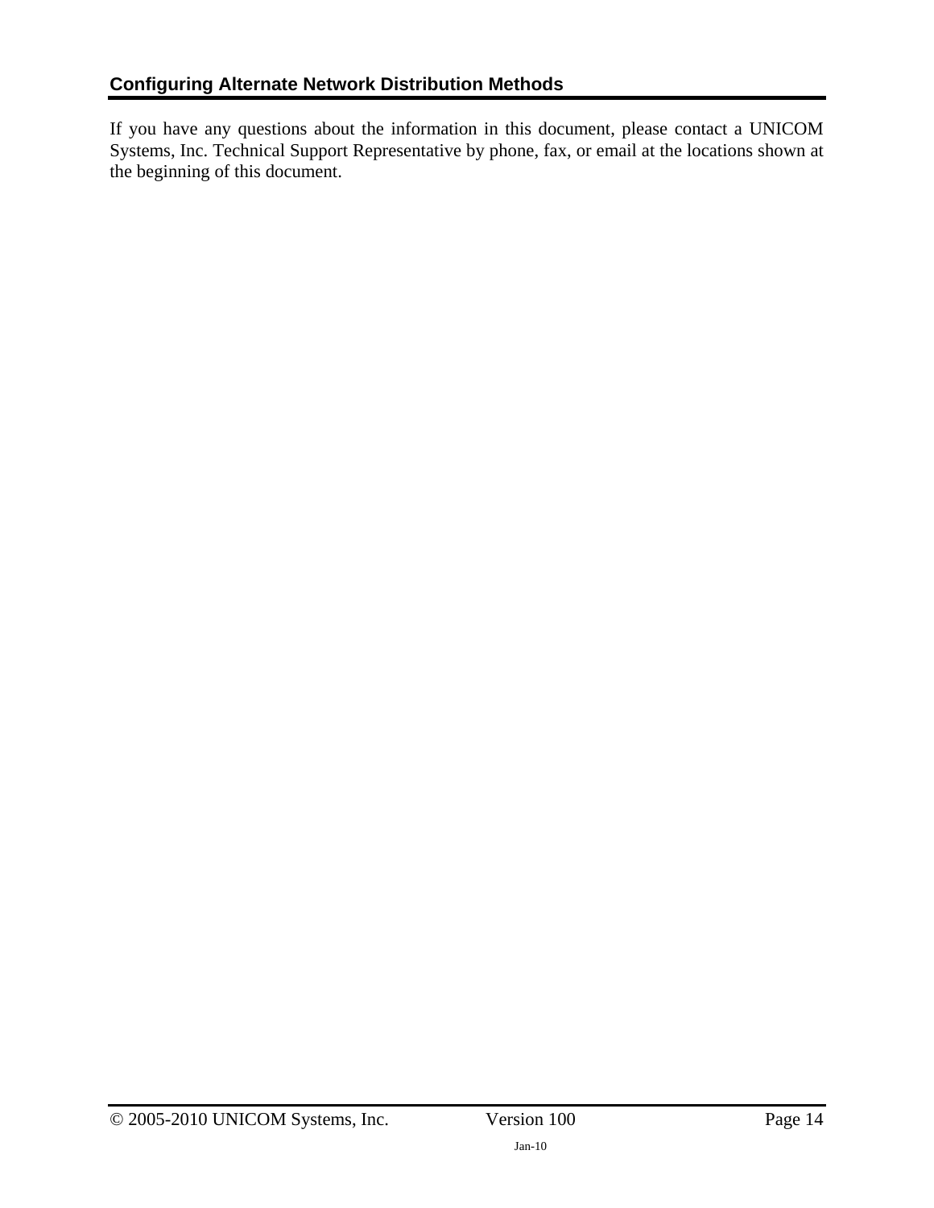If you have any questions about the information in this document, please contact a UNICOM Systems, Inc. Technical Support Representative by phone, fax, or email at the locations shown at the beginning of this document.